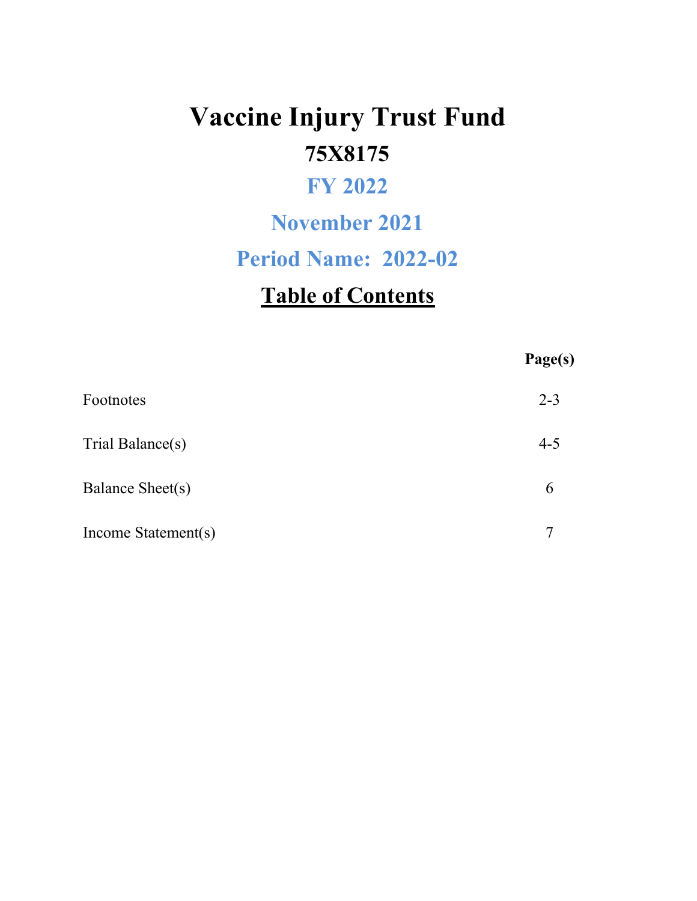# Vaccine Injury Trust Fund

## 75X8175

## FY 2022

## November 2021

## Period Name: 2022-02

## Table of Contents

| | Page(s) |
|---|---|
| Footnotes | 2-3 |
| Trial Balance(s) | 4-5 |
| Balance Sheet(s) | 6 |
| Income Statement(s) | 7 |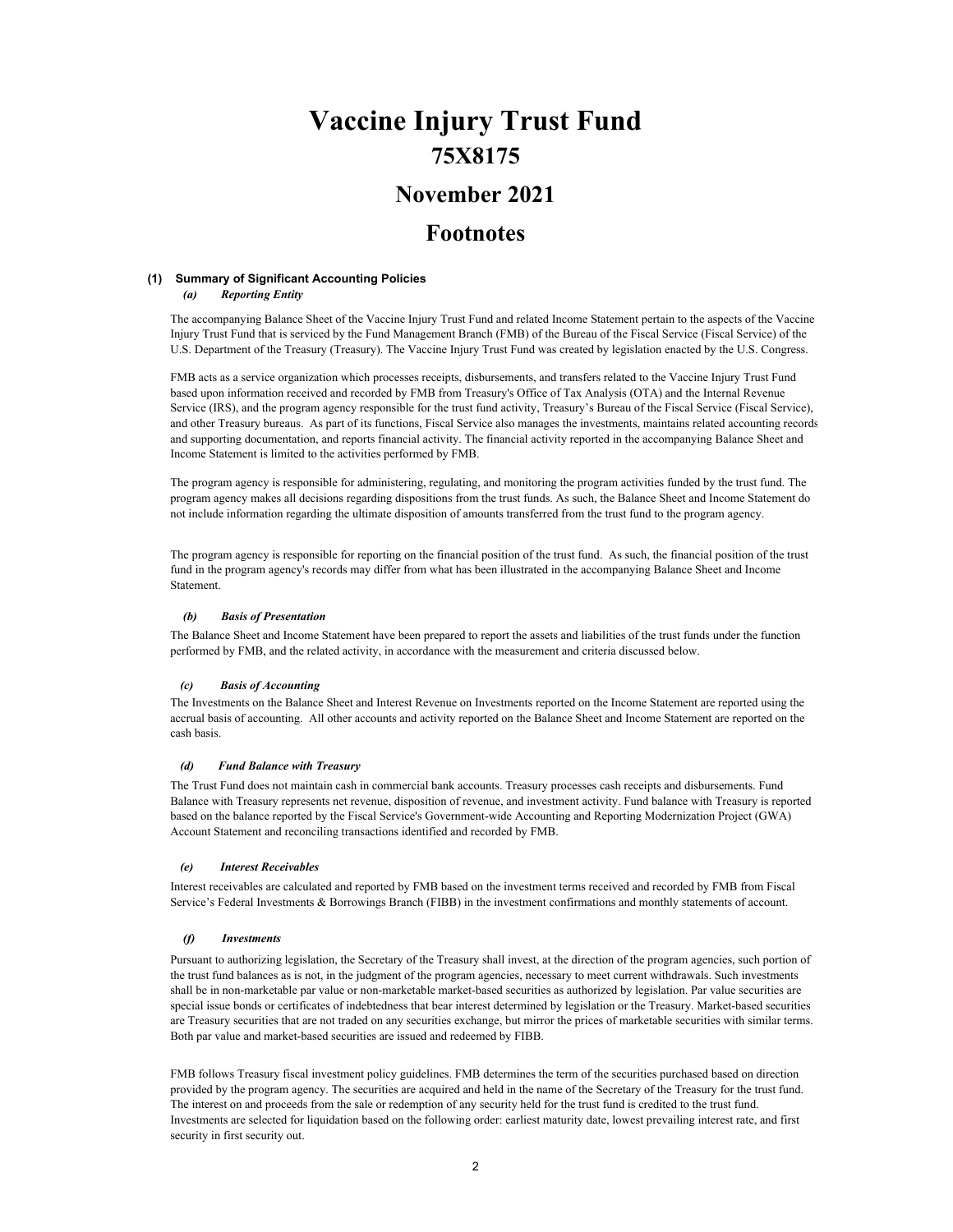# Vaccine Injury Trust Fund

## 75X8175

## November 2021

## Footnotes

### (1) Summary of Significant Accounting Policies

#### *(a) Reporting Entity*

The accompanying Balance Sheet of the Vaccine Injury Trust Fund and related Income Statement pertain to the aspects of the Vaccine Injury Trust Fund that is serviced by the Fund Management Branch (FMB) of the Bureau of the Fiscal Service (Fiscal Service) of the U.S. Department of the Treasury (Treasury). The Vaccine Injury Trust Fund was created by legislation enacted by the U.S. Congress.

FMB acts as a service organization which processes receipts, disbursements, and transfers related to the Vaccine Injury Trust Fund based upon information received and recorded by FMB from Treasury's Office of Tax Analysis (OTA) and the Internal Revenue Service (IRS), and the program agency responsible for the trust fund activity, Treasury's Bureau of the Fiscal Service (Fiscal Service), and other Treasury bureaus. As part of its functions, Fiscal Service also manages the investments, maintains related accounting records and supporting documentation, and reports financial activity. The financial activity reported in the accompanying Balance Sheet and Income Statement is limited to the activities performed by FMB.

The program agency is responsible for administering, regulating, and monitoring the program activities funded by the trust fund. The program agency makes all decisions regarding dispositions from the trust funds. As such, the Balance Sheet and Income Statement do not include information regarding the ultimate disposition of amounts transferred from the trust fund to the program agency.

The program agency is responsible for reporting on the financial position of the trust fund. As such, the financial position of the trust fund in the program agency's records may differ from what has been illustrated in the accompanying Balance Sheet and Income Statement.

#### *(b) Basis of Presentation*

The Balance Sheet and Income Statement have been prepared to report the assets and liabilities of the trust funds under the function performed by FMB, and the related activity, in accordance with the measurement and criteria discussed below.

#### *(c) Basis of Accounting*

The Investments on the Balance Sheet and Interest Revenue on Investments reported on the Income Statement are reported using the accrual basis of accounting. All other accounts and activity reported on the Balance Sheet and Income Statement are reported on the cash basis.

#### *(d) Fund Balance with Treasury*

The Trust Fund does not maintain cash in commercial bank accounts. Treasury processes cash receipts and disbursements. Fund Balance with Treasury represents net revenue, disposition of revenue, and investment activity. Fund balance with Treasury is reported based on the balance reported by the Fiscal Service's Government-wide Accounting and Reporting Modernization Project (GWA) Account Statement and reconciling transactions identified and recorded by FMB.

#### *(e) Interest Receivables*

Interest receivables are calculated and reported by FMB based on the investment terms received and recorded by FMB from Fiscal Service's Federal Investments & Borrowings Branch (FIBB) in the investment confirmations and monthly statements of account.

#### *(f) Investments*

Pursuant to authorizing legislation, the Secretary of the Treasury shall invest, at the direction of the program agencies, such portion of the trust fund balances as is not, in the judgment of the program agencies, necessary to meet current withdrawals. Such investments shall be in non-marketable par value or non-marketable market-based securities as authorized by legislation. Par value securities are special issue bonds or certificates of indebtedness that bear interest determined by legislation or the Treasury. Market-based securities are Treasury securities that are not traded on any securities exchange, but mirror the prices of marketable securities with similar terms. Both par value and market-based securities are issued and redeemed by FIBB.

FMB follows Treasury fiscal investment policy guidelines. FMB determines the term of the securities purchased based on direction provided by the program agency. The securities are acquired and held in the name of the Secretary of the Treasury for the trust fund. The interest on and proceeds from the sale or redemption of any security held for the trust fund is credited to the trust fund. Investments are selected for liquidation based on the following order: earliest maturity date, lowest prevailing interest rate, and first security in first security out.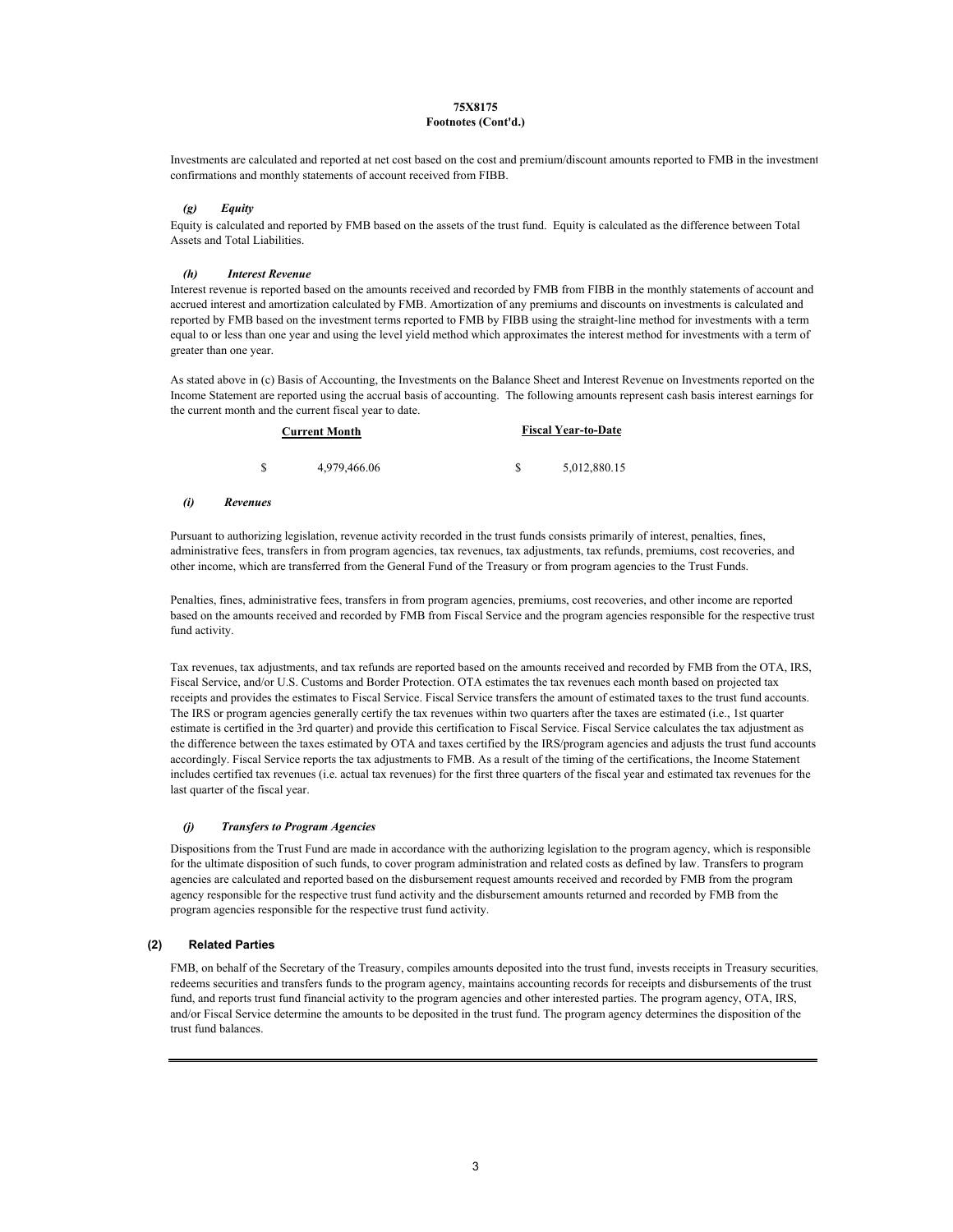**75X8175**
**Footnotes (Cont'd.)**

Investments are calculated and reported at net cost based on the cost and premium/discount amounts reported to FMB in the investment confirmations and monthly statements of account received from FIBB.

*(g) Equity*

Equity is calculated and reported by FMB based on the assets of the trust fund. Equity is calculated as the difference between Total Assets and Total Liabilities.

*(h) Interest Revenue*

Interest revenue is reported based on the amounts received and recorded by FMB from FIBB in the monthly statements of account and accrued interest and amortization calculated by FMB. Amortization of any premiums and discounts on investments is calculated and reported by FMB based on the investment terms reported to FMB by FIBB using the straight-line method for investments with a term equal to or less than one year and using the level yield method which approximates the interest method for investments with a term of greater than one year.

As stated above in (c) Basis of Accounting, the Investments on the Balance Sheet and Interest Revenue on Investments reported on the Income Statement are reported using the accrual basis of accounting. The following amounts represent cash basis interest earnings for the current month and the current fiscal year to date.

| Current Month | Fiscal Year-to-Date |
|---|---|
| $ 4,979,466.06 | $ 5,012,880.15 |

*(i) Revenues*

Pursuant to authorizing legislation, revenue activity recorded in the trust funds consists primarily of interest, penalties, fines, administrative fees, transfers in from program agencies, tax revenues, tax adjustments, tax refunds, premiums, cost recoveries, and other income, which are transferred from the General Fund of the Treasury or from program agencies to the Trust Funds.

Penalties, fines, administrative fees, transfers in from program agencies, premiums, cost recoveries, and other income are reported based on the amounts received and recorded by FMB from Fiscal Service and the program agencies responsible for the respective trust fund activity.

Tax revenues, tax adjustments, and tax refunds are reported based on the amounts received and recorded by FMB from the OTA, IRS, Fiscal Service, and/or U.S. Customs and Border Protection. OTA estimates the tax revenues each month based on projected tax receipts and provides the estimates to Fiscal Service. Fiscal Service transfers the amount of estimated taxes to the trust fund accounts. The IRS or program agencies generally certify the tax revenues within two quarters after the taxes are estimated (i.e., 1st quarter estimate is certified in the 3rd quarter) and provide this certification to Fiscal Service. Fiscal Service calculates the tax adjustment as the difference between the taxes estimated by OTA and taxes certified by the IRS/program agencies and adjusts the trust fund accounts accordingly. Fiscal Service reports the tax adjustments to FMB. As a result of the timing of the certifications, the Income Statement includes certified tax revenues (i.e. actual tax revenues) for the first three quarters of the fiscal year and estimated tax revenues for the last quarter of the fiscal year.

*(j) Transfers to Program Agencies*

Dispositions from the Trust Fund are made in accordance with the authorizing legislation to the program agency, which is responsible for the ultimate disposition of such funds, to cover program administration and related costs as defined by law. Transfers to program agencies are calculated and reported based on the disbursement request amounts received and recorded by FMB from the program agency responsible for the respective trust fund activity and the disbursement amounts returned and recorded by FMB from the program agencies responsible for the respective trust fund activity.

**(2) Related Parties**

FMB, on behalf of the Secretary of the Treasury, compiles amounts deposited into the trust fund, invests receipts in Treasury securities, redeems securities and transfers funds to the program agency, maintains accounting records for receipts and disbursements of the trust fund, and reports trust fund financial activity to the program agencies and other interested parties. The program agency, OTA, IRS, and/or Fiscal Service determine the amounts to be deposited in the trust fund. The program agency determines the disposition of the trust fund balances.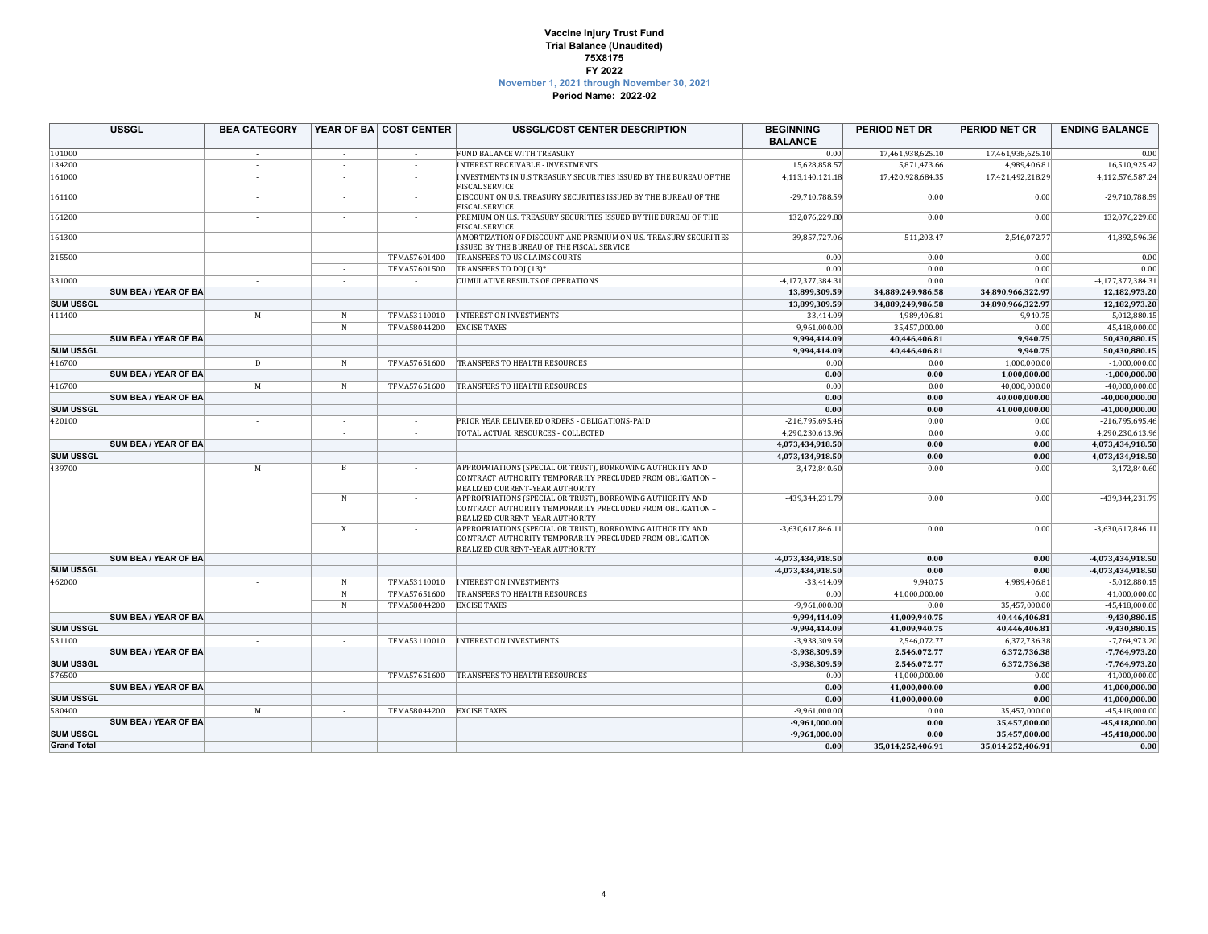# Vaccine Injury Trust Fund
## Trial Balance (Unaudited)
## 75X8175
## FY 2022
### November 1, 2021 through November 30, 2021
### Period Name: 2022-02

| USSGL | BEA CATEGORY | YEAR OF BA | COST CENTER | USSGL/COST CENTER DESCRIPTION | BEGINNING BALANCE | PERIOD NET DR | PERIOD NET CR | ENDING BALANCE |
|---|---|---|---|---|---|---|---|---|
| 101000 | - | - | - | FUND BALANCE WITH TREASURY | 0.00 | 17,461,938,625.10 | 17,461,938,625.10 | 0.00 |
| 134200 | - | - | - | INTEREST RECEIVABLE - INVESTMENTS | 15,628,858.57 | 5,871,473.66 | 4,989,406.81 | 16,510,925.42 |
| 161000 | - | - | - | INVESTMENTS IN U.S TREASURY SECURITIES ISSUED BY THE BUREAU OF THE FISCAL SERVICE | 4,113,140,121.18 | 17,420,928,684.35 | 17,421,492,218.29 | 4,112,576,587.24 |
| 161100 | - | - | - | DISCOUNT ON U.S. TREASURY SECURITIES ISSUED BY THE BUREAU OF THE FISCAL SERVICE | -29,710,788.59 | 0.00 | 0.00 | -29,710,788.59 |
| 161200 | - | - | - | PREMIUM ON U.S. TREASURY SECURITIES ISSUED BY THE BUREAU OF THE FISCAL SERVICE | 132,076,229.80 | 0.00 | 0.00 | 132,076,229.80 |
| 161300 | - | - | - | AMORTIZATION OF DISCOUNT AND PREMIUM ON U.S. TREASURY SECURITIES ISSUED BY THE BUREAU OF THE FISCAL SERVICE | -39,857,727.06 | 511,203.47 | 2,546,072.77 | -41,892,596.36 |
| 215500 | - | - | TFMA57601400 | TRANSFERS TO US CLAIMS COURTS | 0.00 | 0.00 | 0.00 | 0.00 |
| | | - | TFMA57601500 | TRANSFERS TO DOJ (13)* | 0.00 | 0.00 | 0.00 | 0.00 |
| 331000 | - | - | - | CUMULATIVE RESULTS OF OPERATIONS | -4,177,377,384.31 | 0.00 | 0.00 | -4,177,377,384.31 |
| **SUM BEA / YEAR OF BA** | | | | | **13,899,309.59** | **34,889,249,986.58** | **34,890,966,322.97** | **12,182,973.20** |
| **SUM USSGL** | | | | | **13,899,309.59** | **34,889,249,986.58** | **34,890,966,322.97** | **12,182,973.20** |
| 411400 | M | N | TFMA53110010 | INTEREST ON INVESTMENTS | 33,414.09 | 4,989,406.81 | 9,940.75 | 5,012,880.15 |
| | | N | TFMA58044200 | EXCISE TAXES | 9,961,000.00 | 35,457,000.00 | 0.00 | 45,418,000.00 |
| **SUM BEA / YEAR OF BA** | | | | | **9,994,414.09** | **40,446,406.81** | **9,940.75** | **50,430,880.15** |
| **SUM USSGL** | | | | | **9,994,414.09** | **40,446,406.81** | **9,940.75** | **50,430,880.15** |
| 416700 | D | N | TFMA57651600 | TRANSFERS TO HEALTH RESOURCES | 0.00 | 0.00 | 1,000,000.00 | -1,000,000.00 |
| **SUM BEA / YEAR OF BA** | | | | | **0.00** | **0.00** | **1,000,000.00** | **-1,000,000.00** |
| 416700 | M | N | TFMA57651600 | TRANSFERS TO HEALTH RESOURCES | 0.00 | 0.00 | 40,000,000.00 | -40,000,000.00 |
| **SUM BEA / YEAR OF BA** | | | | | **0.00** | **0.00** | **40,000,000.00** | **-40,000,000.00** |
| **SUM USSGL** | | | | | **0.00** | **0.00** | **41,000,000.00** | **-41,000,000.00** |
| 420100 | - | - | - | PRIOR YEAR DELIVERED ORDERS - OBLIGATIONS-PAID | -216,795,695.46 | 0.00 | 0.00 | -216,795,695.46 |
| | | - | - | TOTAL ACTUAL RESOURCES - COLLECTED | 4,290,230,613.96 | 0.00 | 0.00 | 4,290,230,613.96 |
| **SUM BEA / YEAR OF BA** | | | | | **4,073,434,918.50** | **0.00** | **0.00** | **4,073,434,918.50** |
| **SUM USSGL** | | | | | **4,073,434,918.50** | **0.00** | **0.00** | **4,073,434,918.50** |
| 439700 | M | B | - | APPROPRIATIONS (SPECIAL OR TRUST), BORROWING AUTHORITY AND CONTRACT AUTHORITY TEMPORARILY PRECLUDED FROM OBLIGATION – REALIZED CURRENT-YEAR AUTHORITY | -3,472,840.60 | 0.00 | 0.00 | -3,472,840.60 |
| | | N | - | APPROPRIATIONS (SPECIAL OR TRUST), BORROWING AUTHORITY AND CONTRACT AUTHORITY TEMPORARILY PRECLUDED FROM OBLIGATION – REALIZED CURRENT-YEAR AUTHORITY | -439,344,231.79 | 0.00 | 0.00 | -439,344,231.79 |
| | | X | - | APPROPRIATIONS (SPECIAL OR TRUST), BORROWING AUTHORITY AND CONTRACT AUTHORITY TEMPORARILY PRECLUDED FROM OBLIGATION – REALIZED CURRENT-YEAR AUTHORITY | -3,630,617,846.11 | 0.00 | 0.00 | -3,630,617,846.11 |
| **SUM BEA / YEAR OF BA** | | | | | **-4,073,434,918.50** | **0.00** | **0.00** | **-4,073,434,918.50** |
| **SUM USSGL** | | | | | **-4,073,434,918.50** | **0.00** | **0.00** | **-4,073,434,918.50** |
| 462000 | - | N | TFMA53110010 | INTEREST ON INVESTMENTS | -33,414.09 | 9,940.75 | 4,989,406.81 | -5,012,880.15 |
| | | N | TFMA57651600 | TRANSFERS TO HEALTH RESOURCES | 0.00 | 41,000,000.00 | 0.00 | 41,000,000.00 |
| | | N | TFMA58044200 | EXCISE TAXES | -9,961,000.00 | 0.00 | 35,457,000.00 | -45,418,000.00 |
| **SUM BEA / YEAR OF BA** | | | | | **-9,994,414.09** | **41,009,940.75** | **40,446,406.81** | **-9,430,880.15** |
| **SUM USSGL** | | | | | **-9,994,414.09** | **41,009,940.75** | **40,446,406.81** | **-9,430,880.15** |
| 531100 | - | - | TFMA53110010 | INTEREST ON INVESTMENTS | -3,938,309.59 | 2,546,072.77 | 6,372,736.38 | -7,764,973.20 |
| **SUM BEA / YEAR OF BA** | | | | | **-3,938,309.59** | **2,546,072.77** | **6,372,736.38** | **-7,764,973.20** |
| **SUM USSGL** | | | | | **-3,938,309.59** | **2,546,072.77** | **6,372,736.38** | **-7,764,973.20** |
| 576500 | - | - | TFMA57651600 | TRANSFERS TO HEALTH RESOURCES | 0.00 | 41,000,000.00 | 0.00 | 41,000,000.00 |
| **SUM BEA / YEAR OF BA** | | | | | **0.00** | **41,000,000.00** | **0.00** | **41,000,000.00** |
| **SUM USSGL** | | | | | **0.00** | **41,000,000.00** | **0.00** | **41,000,000.00** |
| 580400 | M | - | TFMA58044200 | EXCISE TAXES | -9,961,000.00 | 0.00 | 35,457,000.00 | -45,418,000.00 |
| **SUM BEA / YEAR OF BA** | | | | | **-9,961,000.00** | **0.00** | **35,457,000.00** | **-45,418,000.00** |
| **SUM USSGL** | | | | | **-9,961,000.00** | **0.00** | **35,457,000.00** | **-45,418,000.00** |
| **Grand Total** | | | | | **0.00** | **35,014,252,406.91** | **35,014,252,406.91** | **0.00** |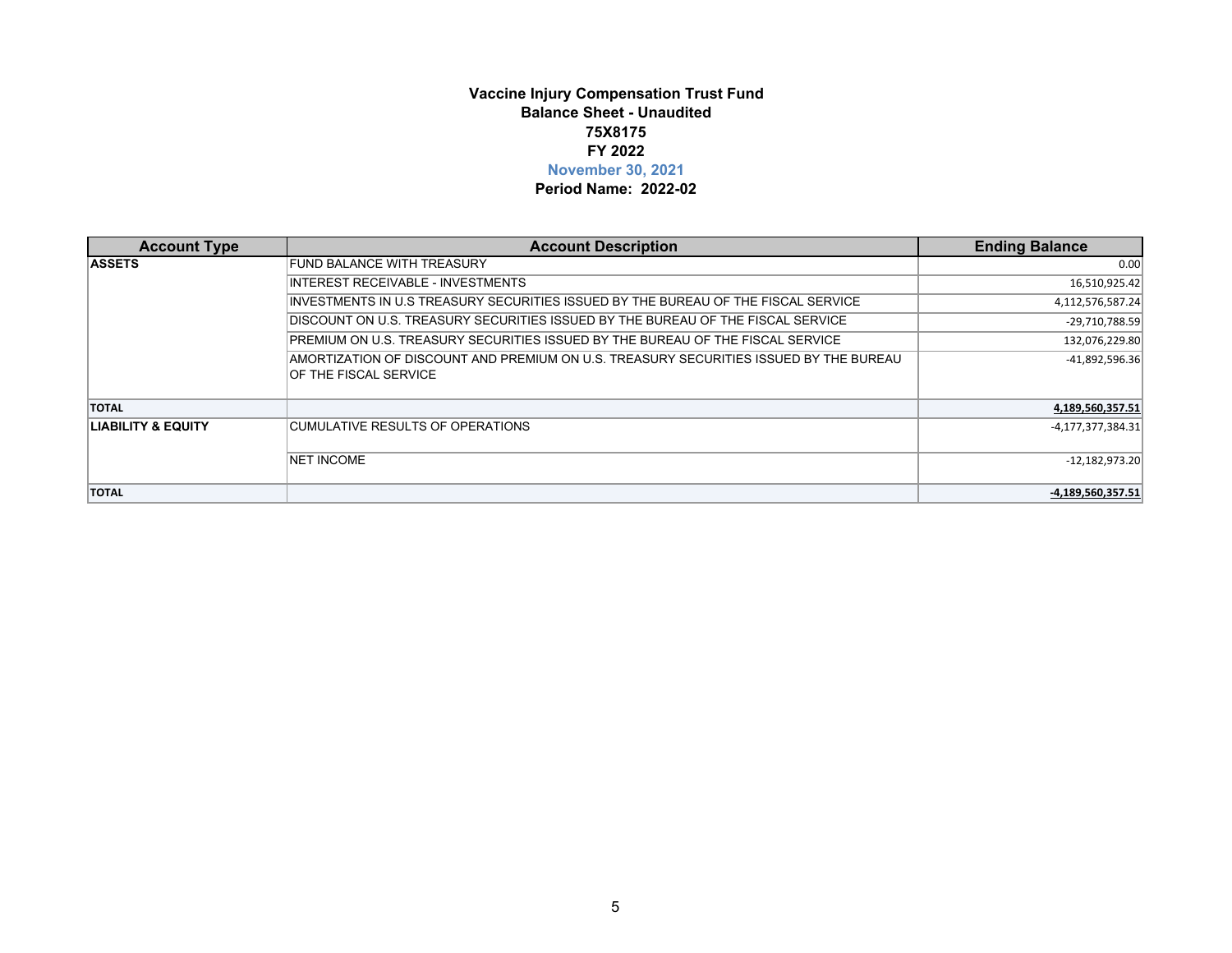**Vaccine Injury Compensation Trust Fund**
**Balance Sheet - Unaudited**
**75X8175**
**FY 2022**
**November 30, 2021**
**Period Name: 2022-02**

| Account Type | Account Description | Ending Balance |
|---|---|---|
| **ASSETS** | FUND BALANCE WITH TREASURY | 0.00 |
| | INTEREST RECEIVABLE - INVESTMENTS | 16,510,925.42 |
| | INVESTMENTS IN U.S TREASURY SECURITIES ISSUED BY THE BUREAU OF THE FISCAL SERVICE | 4,112,576,587.24 |
| | DISCOUNT ON U.S. TREASURY SECURITIES ISSUED BY THE BUREAU OF THE FISCAL SERVICE | -29,710,788.59 |
| | PREMIUM ON U.S. TREASURY SECURITIES ISSUED BY THE BUREAU OF THE FISCAL SERVICE | 132,076,229.80 |
| | AMORTIZATION OF DISCOUNT AND PREMIUM ON U.S. TREASURY SECURITIES ISSUED BY THE BUREAU OF THE FISCAL SERVICE | -41,892,596.36 |
| **TOTAL** | | **4,189,560,357.51** |
| **LIABILITY & EQUITY** | CUMULATIVE RESULTS OF OPERATIONS | -4,177,377,384.31 |
| | NET INCOME | -12,182,973.20 |
| **TOTAL** | | **-4,189,560,357.51** |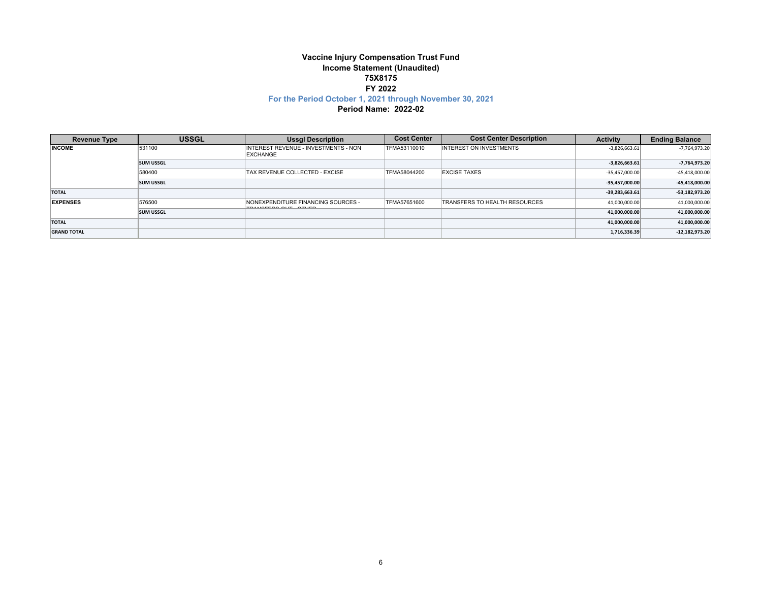**Vaccine Injury Compensation Trust Fund**
**Income Statement (Unaudited)**
**75X8175**
**FY 2022**
**For the Period October 1, 2021 through November 30, 2021**
**Period Name: 2022-02**

| Revenue Type | USSGL | Ussgl Description | Cost Center | Cost Center Description | Activity | Ending Balance |
|---|---|---|---|---|---|---|
| **INCOME** | 531100 | INTEREST REVENUE - INVESTMENTS - NON EXCHANGE | TFMA53110010 | INTEREST ON INVESTMENTS | -3,826,663.61 | -7,764,973.20 |
| | **SUM USSGL** | | | | **-3,826,663.61** | **-7,764,973.20** |
| | 580400 | TAX REVENUE COLLECTED - EXCISE | TFMA58044200 | EXCISE TAXES | -35,457,000.00 | -45,418,000.00 |
| | **SUM USSGL** | | | | **-35,457,000.00** | **-45,418,000.00** |
| **TOTAL** | | | | | **-39,283,663.61** | **-53,182,973.20** |
| **EXPENSES** | 576500 | NONEXPENDITURE FINANCING SOURCES - TRANSFERS OUT - OTHER | TFMA57651600 | TRANSFERS TO HEALTH RESOURCES | 41,000,000.00 | 41,000,000.00 |
| | **SUM USSGL** | | | | **41,000,000.00** | **41,000,000.00** |
| **TOTAL** | | | | | **41,000,000.00** | **41,000,000.00** |
| **GRAND TOTAL** | | | | | **1,716,336.39** | **-12,182,973.20** |